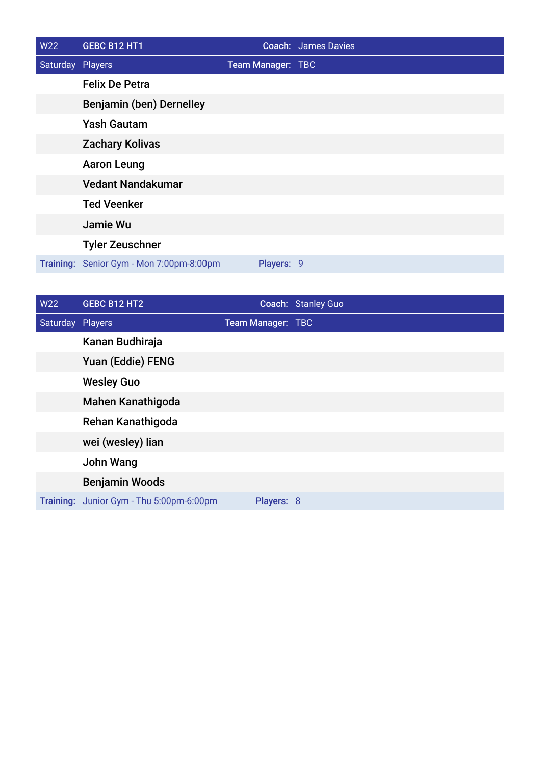| W22 | GEBC B12 HT1 | Coach: | James Davies |
| --- | --- | --- | --- |
| Saturday | Players | Team Manager: | TBC |
| | Felix De Petra | | |
| | Benjamin (ben) Dernelley | | |
| | Yash Gautam | | |
| | Zachary Kolivas | | |
| | Aaron Leung | | |
| | Vedant Nandakumar | | |
| | Ted Veenker | | |
| | Jamie Wu | | |
| | Tyler Zeuschner | | |
| Training: | Senior Gym - Mon 7:00pm-8:00pm | Players: | 9 |

| W22 | GEBC B12 HT2 | Coach: | Stanley Guo |
| --- | --- | --- | --- |
| Saturday | Players | Team Manager: | TBC |
| | Kanan Budhiraja | | |
| | Yuan (Eddie) FENG | | |
| | Wesley Guo | | |
| | Mahen Kanathigoda | | |
| | Rehan Kanathigoda | | |
| | wei (wesley) lian | | |
| | John Wang | | |
| | Benjamin Woods | | |
| Training: | Junior Gym - Thu 5:00pm-6:00pm | Players: | 8 |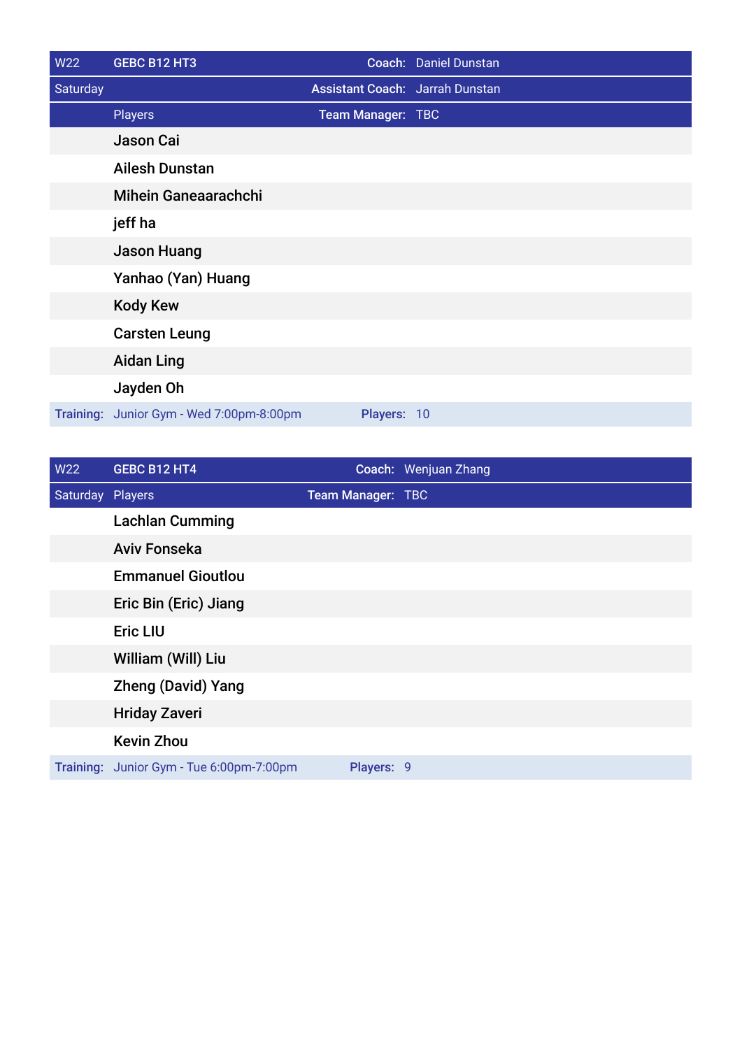| W22 | GEBC B12 HT3 | Coach: | Daniel Dunstan |
|---|---|---|---|
| Saturday | | Assistant Coach: | Jarrah Dunstan |
| | Players | Team Manager: | TBC |
| | Jason Cai | | |
| | Ailesh Dunstan | | |
| | Mihein Ganeaarachchi | | |
| | jeff ha | | |
| | Jason Huang | | |
| | Yanhao (Yan) Huang | | |
| | Kody Kew | | |
| | Carsten Leung | | |
| | Aidan Ling | | |
| | Jayden Oh | | |
| Training: | Junior Gym - Wed 7:00pm-8:00pm | Players: | 10 |

| W22 | GEBC B12 HT4 | Coach: | Wenjuan Zhang |
|---|---|---|---|
| Saturday | Players | Team Manager: | TBC |
| | Lachlan Cumming | | |
| | Aviv Fonseka | | |
| | Emmanuel Gioutlou | | |
| | Eric Bin (Eric) Jiang | | |
| | Eric LIU | | |
| | William (Will) Liu | | |
| | Zheng (David) Yang | | |
| | Hriday Zaveri | | |
| | Kevin Zhou | | |
| Training: | Junior Gym - Tue 6:00pm-7:00pm | Players: | 9 |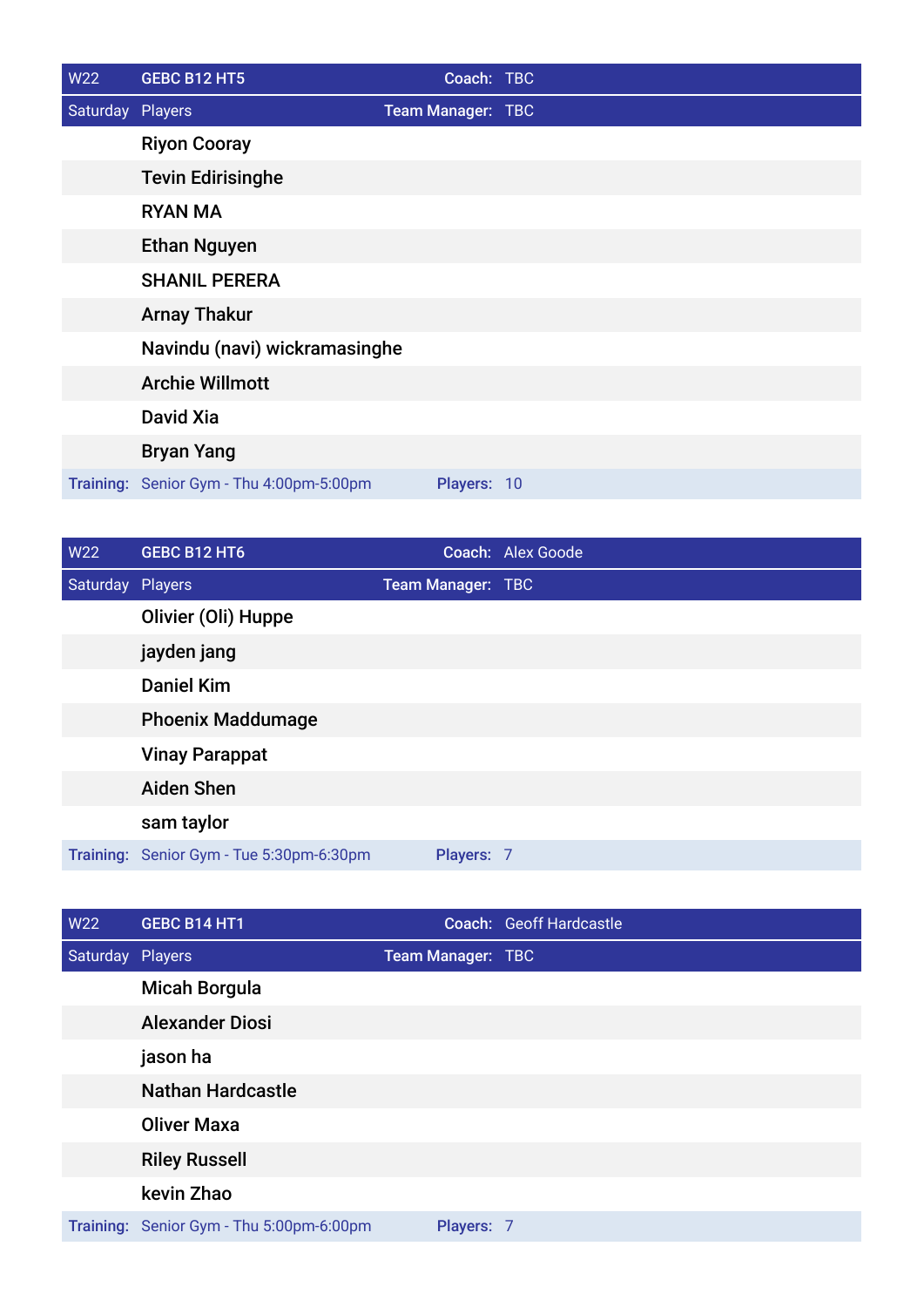| W22 | GEBC B12 HT5 | Coach: | TBC |
|---|---|---|---|
| Saturday | Players | Team Manager: | TBC |
| | Riyon Cooray | | |
| | Tevin Edirisinghe | | |
| | RYAN MA | | |
| | Ethan Nguyen | | |
| | SHANIL PERERA | | |
| | Arnay Thakur | | |
| | Navindu (navi) wickramasinghe | | |
| | Archie Willmott | | |
| | David Xia | | |
| | Bryan Yang | | |
| Training: | Senior Gym - Thu 4:00pm-5:00pm | Players: | 10 |

| W22 | GEBC B12 HT6 | Coach: | Alex Goode |
|---|---|---|---|
| Saturday | Players | Team Manager: | TBC |
| | Olivier (Oli) Huppe | | |
| | jayden jang | | |
| | Daniel Kim | | |
| | Phoenix Maddumage | | |
| | Vinay Parappat | | |
| | Aiden Shen | | |
| | sam taylor | | |
| Training: | Senior Gym - Tue 5:30pm-6:30pm | Players: | 7 |

| W22 | GEBC B14 HT1 | Coach: | Geoff Hardcastle |
|---|---|---|---|
| Saturday | Players | Team Manager: | TBC |
| | Micah Borgula | | |
| | Alexander Diosi | | |
| | jason ha | | |
| | Nathan Hardcastle | | |
| | Oliver Maxa | | |
| | Riley Russell | | |
| | kevin Zhao | | |
| Training: | Senior Gym - Thu 5:00pm-6:00pm | Players: | 7 |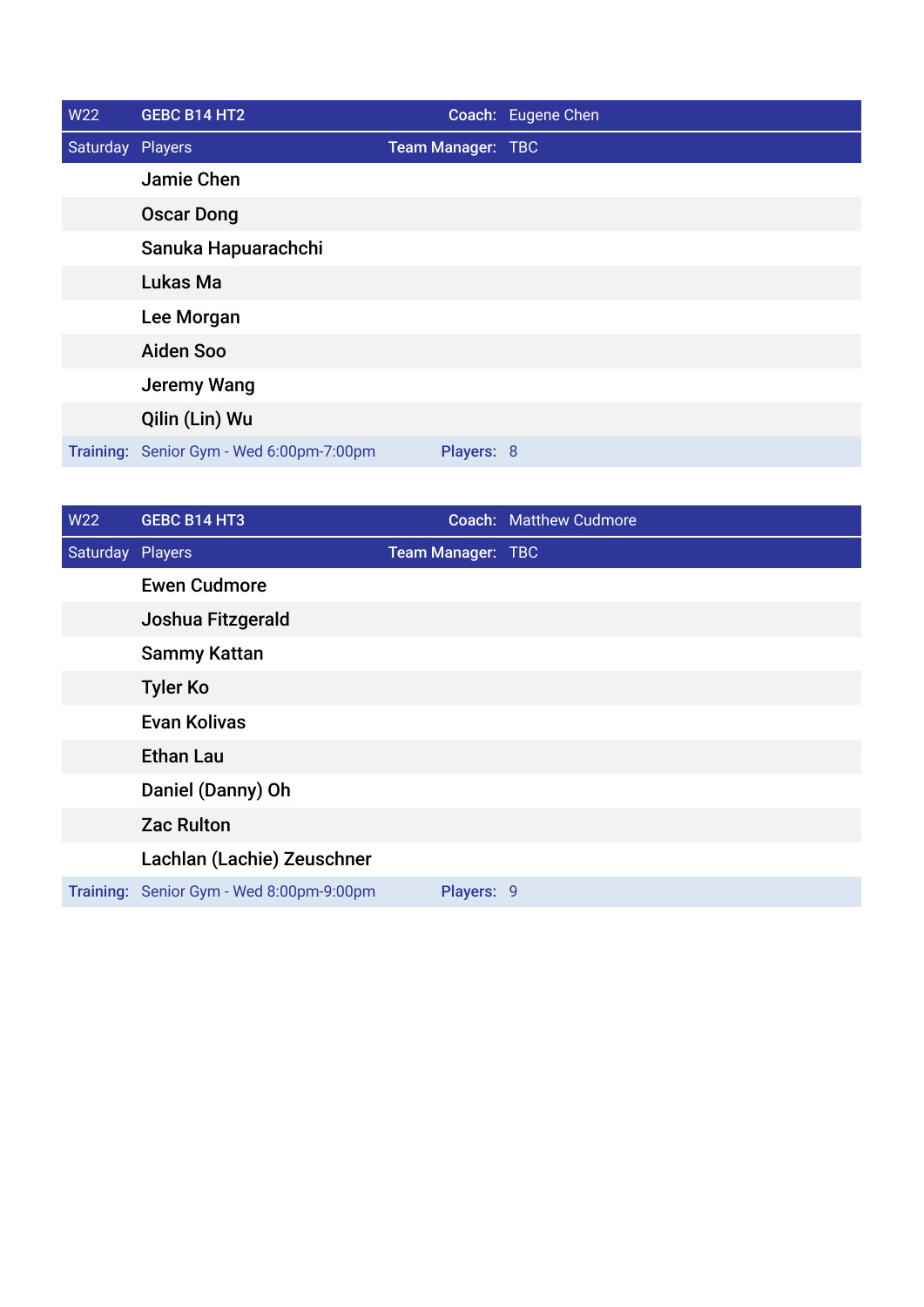| W22 | GEBC B14 HT2 | Coach: | Eugene Chen |
|---|---|---|---|
| Saturday | Players | Team Manager: | TBC |
| | Jamie Chen | | |
| | Oscar Dong | | |
| | Sanuka Hapuarachchi | | |
| | Lukas Ma | | |
| | Lee Morgan | | |
| | Aiden Soo | | |
| | Jeremy Wang | | |
| | Qilin (Lin) Wu | | |
| Training: | Senior Gym - Wed 6:00pm-7:00pm | Players: | 8 |

| W22 | GEBC B14 HT3 | Coach: | Matthew Cudmore |
|---|---|---|---|
| Saturday | Players | Team Manager: | TBC |
| | Ewen Cudmore | | |
| | Joshua Fitzgerald | | |
| | Sammy Kattan | | |
| | Tyler Ko | | |
| | Evan Kolivas | | |
| | Ethan Lau | | |
| | Daniel (Danny) Oh | | |
| | Zac Rulton | | |
| | Lachlan (Lachie) Zeuschner | | |
| Training: | Senior Gym - Wed 8:00pm-9:00pm | Players: | 9 |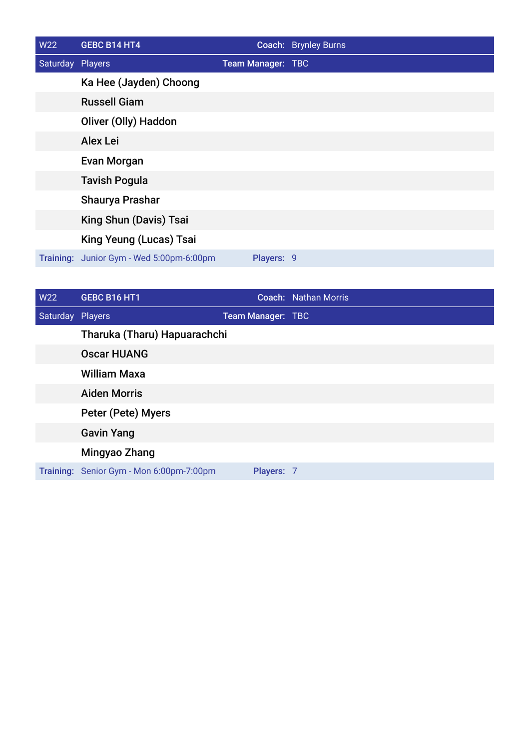| W22 | GEBC B14 HT4 | Coach: | Brynley Burns |
|---|---|---|---|
| Saturday | Players | Team Manager: | TBC |
| | Ka Hee (Jayden) Choong | | |
| | Russell Giam | | |
| | Oliver (Olly) Haddon | | |
| | Alex Lei | | |
| | Evan Morgan | | |
| | Tavish Pogula | | |
| | Shaurya Prashar | | |
| | King Shun (Davis) Tsai | | |
| | King Yeung (Lucas) Tsai | | |
| Training: | Junior Gym - Wed 5:00pm-6:00pm | Players: | 9 |

| W22 | GEBC B16 HT1 | Coach: | Nathan Morris |
|---|---|---|---|
| Saturday | Players | Team Manager: | TBC |
| | Tharuka (Tharu) Hapuarachchi | | |
| | Oscar HUANG | | |
| | William Maxa | | |
| | Aiden Morris | | |
| | Peter (Pete) Myers | | |
| | Gavin Yang | | |
| | Mingyao Zhang | | |
| Training: | Senior Gym - Mon 6:00pm-7:00pm | Players: | 7 |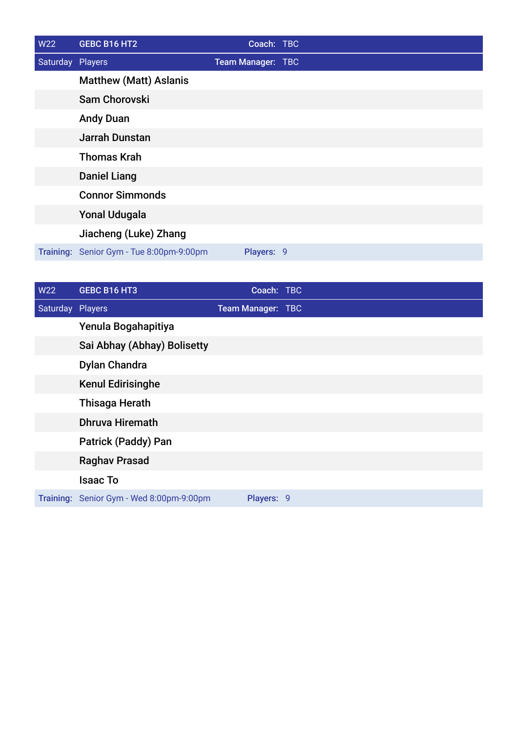| W22 | GEBC B16 HT2 | Coach: | TBC |
|---|---|---|---|
| Saturday | Players | Team Manager: | TBC |
| | Matthew (Matt) Aslanis | | |
| | Sam Chorovski | | |
| | Andy Duan | | |
| | Jarrah Dunstan | | |
| | Thomas Krah | | |
| | Daniel Liang | | |
| | Connor Simmonds | | |
| | Yonal Udugala | | |
| | Jiacheng (Luke) Zhang | | |
| Training: | Senior Gym - Tue 8:00pm-9:00pm | Players: | 9 |

| W22 | GEBC B16 HT3 | Coach: | TBC |
|---|---|---|---|
| Saturday | Players | Team Manager: | TBC |
| | Yenula Bogahapitiya | | |
| | Sai Abhay (Abhay) Bolisetty | | |
| | Dylan Chandra | | |
| | Kenul Edirisinghe | | |
| | Thisaga Herath | | |
| | Dhruva Hiremath | | |
| | Patrick (Paddy) Pan | | |
| | Raghav Prasad | | |
| | Isaac To | | |
| Training: | Senior Gym - Wed 8:00pm-9:00pm | Players: | 9 |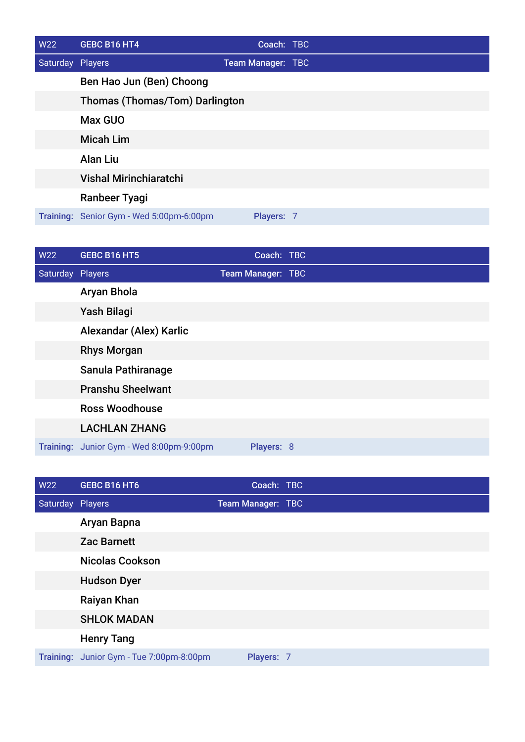| W22 | GEBC B16 HT4 | Coach: TBC |
|---|---|---|
| Saturday | Players | Team Manager: TBC |
| | Ben Hao Jun (Ben) Choong | |
| | Thomas (Thomas/Tom) Darlington | |
| | Max GUO | |
| | Micah Lim | |
| | Alan Liu | |
| | Vishal Mirinchiaratchi | |
| | Ranbeer Tyagi | |
| Training: | Senior Gym - Wed 5:00pm-6:00pm | Players: 7 |

| W22 | GEBC B16 HT5 | Coach: TBC |
|---|---|---|
| Saturday | Players | Team Manager: TBC |
| | Aryan Bhola | |
| | Yash Bilagi | |
| | Alexandar (Alex) Karlic | |
| | Rhys Morgan | |
| | Sanula Pathiranage | |
| | Pranshu Sheelwant | |
| | Ross Woodhouse | |
| | LACHLAN ZHANG | |
| Training: | Junior Gym - Wed 8:00pm-9:00pm | Players: 8 |

| W22 | GEBC B16 HT6 | Coach: TBC |
|---|---|---|
| Saturday | Players | Team Manager: TBC |
| | Aryan Bapna | |
| | Zac Barnett | |
| | Nicolas Cookson | |
| | Hudson Dyer | |
| | Raiyan Khan | |
| | SHLOK MADAN | |
| | Henry Tang | |
| Training: | Junior Gym - Tue 7:00pm-8:00pm | Players: 7 |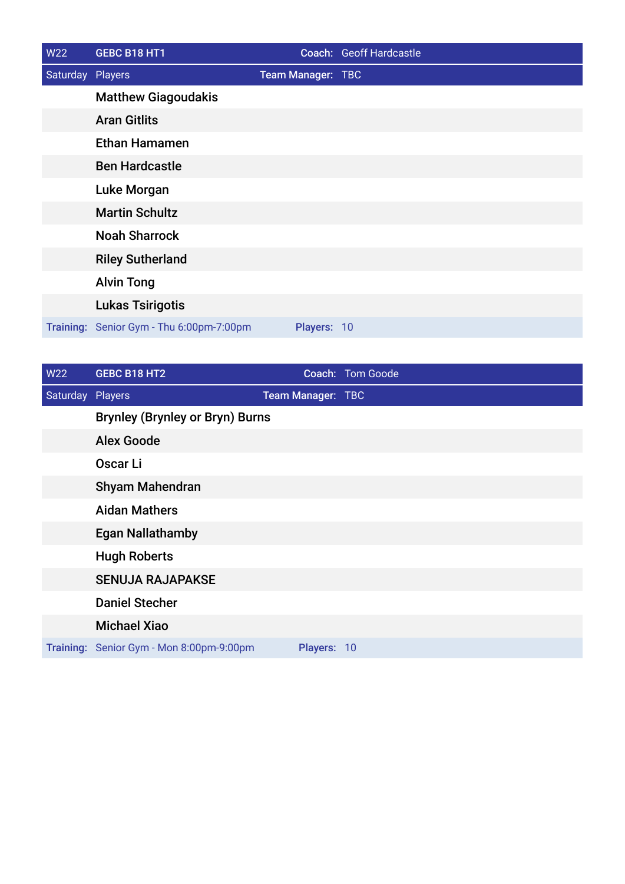| W22 | GEBC B18 HT1 | Coach: | Geoff Hardcastle |
|---|---|---|---|
| Saturday | Players | Team Manager: | TBC |
| | Matthew Giagoudakis | | |
| | Aran Gitlits | | |
| | Ethan Hamamen | | |
| | Ben Hardcastle | | |
| | Luke Morgan | | |
| | Martin Schultz | | |
| | Noah Sharrock | | |
| | Riley Sutherland | | |
| | Alvin Tong | | |
| | Lukas Tsirigotis | | |
| Training: | Senior Gym - Thu 6:00pm-7:00pm | Players: | 10 |

| W22 | GEBC B18 HT2 | Coach: | Tom Goode |
|---|---|---|---|
| Saturday | Players | Team Manager: | TBC |
| | Brynley (Brynley or Bryn) Burns | | |
| | Alex Goode | | |
| | Oscar Li | | |
| | Shyam Mahendran | | |
| | Aidan Mathers | | |
| | Egan Nallathamby | | |
| | Hugh Roberts | | |
| | SENUJA RAJAPAKSE | | |
| | Daniel Stecher | | |
| | Michael Xiao | | |
| Training: | Senior Gym - Mon 8:00pm-9:00pm | Players: | 10 |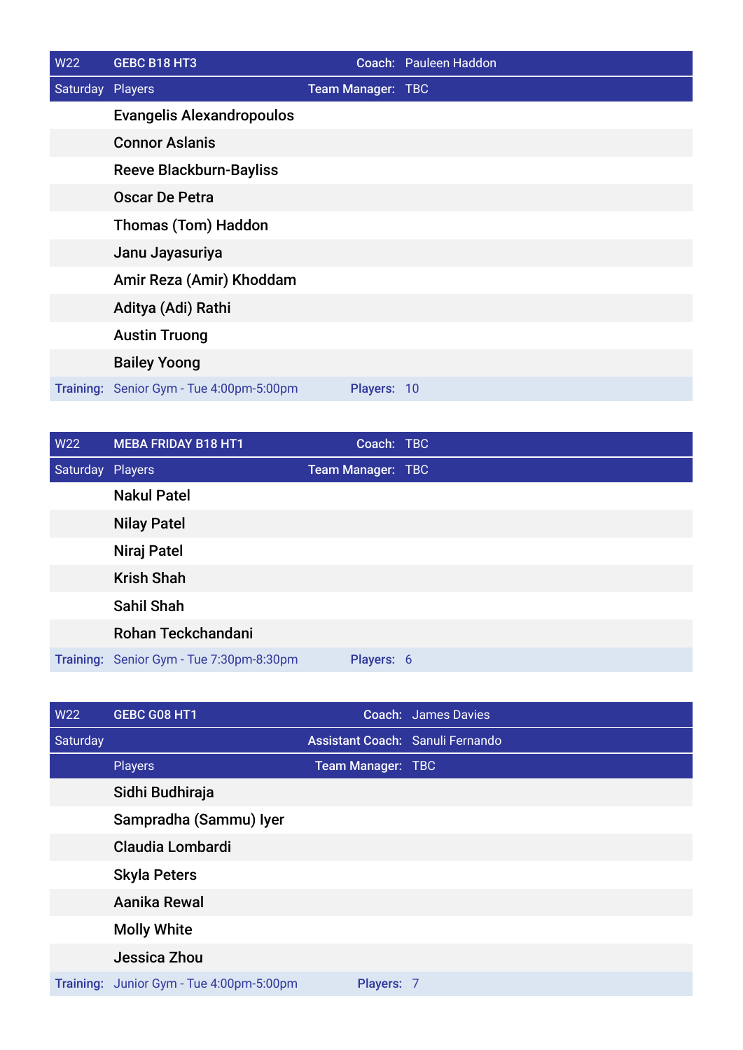| W22 | GEBC B18 HT3 | Coach: | Pauleen Haddon |
|---|---|---|---|
| Saturday | Players | Team Manager: | TBC |
| | Evangelis Alexandropoulos | | |
| | Connor Aslanis | | |
| | Reeve Blackburn-Bayliss | | |
| | Oscar De Petra | | |
| | Thomas (Tom) Haddon | | |
| | Janu Jayasuriya | | |
| | Amir Reza (Amir) Khoddam | | |
| | Aditya (Adi) Rathi | | |
| | Austin Truong | | |
| | Bailey Yoong | | |
| Training: | Senior Gym - Tue 4:00pm-5:00pm | Players: | 10 |

| W22 | MEBA FRIDAY B18 HT1 | Coach: | TBC |
|---|---|---|---|
| Saturday | Players | Team Manager: | TBC |
| | Nakul Patel | | |
| | Nilay Patel | | |
| | Niraj Patel | | |
| | Krish Shah | | |
| | Sahil Shah | | |
| | Rohan Teckchandani | | |
| Training: | Senior Gym - Tue 7:30pm-8:30pm | Players: | 6 |

| W22 | GEBC G08 HT1 | Coach: | James Davies |
|---|---|---|---|
| Saturday | | Assistant Coach: | Sanuli Fernando |
| | Players | Team Manager: | TBC |
| | Sidhi Budhiraja | | |
| | Sampradha (Sammu) Iyer | | |
| | Claudia Lombardi | | |
| | Skyla Peters | | |
| | Aanika Rewal | | |
| | Molly White | | |
| | Jessica Zhou | | |
| Training: | Junior Gym - Tue 4:00pm-5:00pm | Players: | 7 |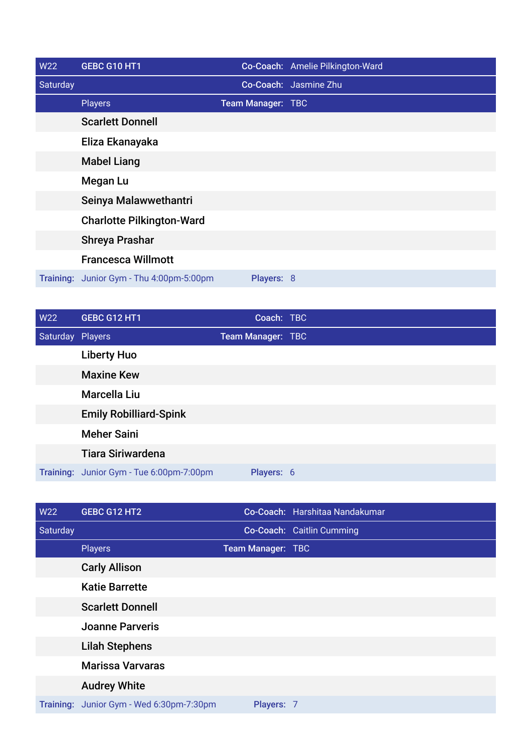| W22 | GEBC G10 HT1 | Co-Coach: | Amelie Pilkington-Ward |
|---|---|---|---|
| Saturday | | Co-Coach: | Jasmine Zhu |
| | Players | Team Manager: | TBC |
| | Scarlett Donnell | | |
| | Eliza Ekanayaka | | |
| | Mabel Liang | | |
| | Megan Lu | | |
| | Seinya Malawwethantri | | |
| | Charlotte Pilkington-Ward | | |
| | Shreya Prashar | | |
| | Francesca Willmott | | |
| Training: | Junior Gym - Thu 4:00pm-5:00pm | Players: | 8 |

| W22 | GEBC G12 HT1 | Coach: | TBC |
|---|---|---|---|
| Saturday | Players | Team Manager: | TBC |
| | Liberty Huo | | |
| | Maxine Kew | | |
| | Marcella Liu | | |
| | Emily Robilliard-Spink | | |
| | Meher Saini | | |
| | Tiara Siriwardena | | |
| Training: | Junior Gym - Tue 6:00pm-7:00pm | Players: | 6 |

| W22 | GEBC G12 HT2 | Co-Coach: | Harshitaa Nandakumar |
|---|---|---|---|
| Saturday | | Co-Coach: | Caitlin Cumming |
| | Players | Team Manager: | TBC |
| | Carly Allison | | |
| | Katie Barrette | | |
| | Scarlett Donnell | | |
| | Joanne Parveris | | |
| | Lilah Stephens | | |
| | Marissa Varvaras | | |
| | Audrey White | | |
| Training: | Junior Gym - Wed 6:30pm-7:30pm | Players: | 7 |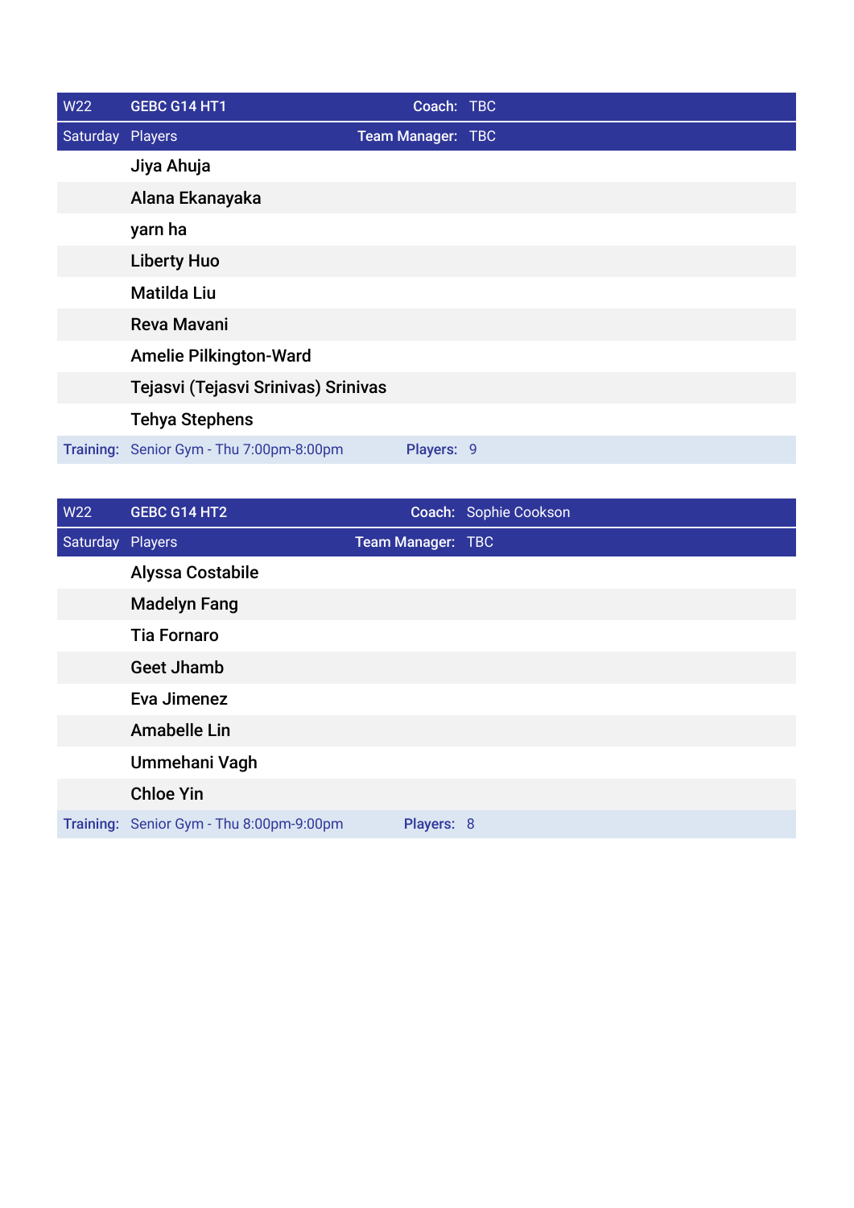| W22 | GEBC G14 HT1 | Coach: | TBC |
| --- | --- | --- | --- |
| Saturday | Players | Team Manager: | TBC |
| | Jiya Ahuja | | |
| | Alana Ekanayaka | | |
| | yarn ha | | |
| | Liberty Huo | | |
| | Matilda Liu | | |
| | Reva Mavani | | |
| | Amelie Pilkington-Ward | | |
| | Tejasvi (Tejasvi Srinivas) Srinivas | | |
| | Tehya Stephens | | |
| Training: | Senior Gym - Thu 7:00pm-8:00pm | Players: | 9 |

| W22 | GEBC G14 HT2 | Coach: | Sophie Cookson |
| --- | --- | --- | --- |
| Saturday | Players | Team Manager: | TBC |
| | Alyssa Costabile | | |
| | Madelyn Fang | | |
| | Tia Fornaro | | |
| | Geet Jhamb | | |
| | Eva Jimenez | | |
| | Amabelle Lin | | |
| | Ummehani Vagh | | |
| | Chloe Yin | | |
| Training: | Senior Gym - Thu 8:00pm-9:00pm | Players: | 8 |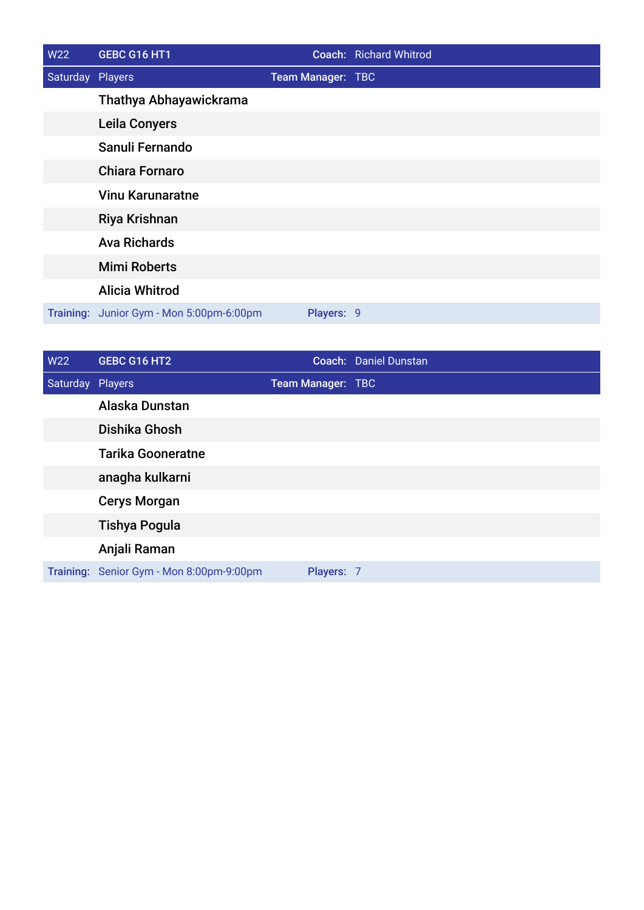| W22 | GEBC G16 HT1 | Coach: | Richard Whitrod |
| --- | --- | --- | --- |
| Saturday | Players | Team Manager: | TBC |
| | Thathya Abhayawickrama | | |
| | Leila Conyers | | |
| | Sanuli Fernando | | |
| | Chiara Fornaro | | |
| | Vinu Karunaratne | | |
| | Riya Krishnan | | |
| | Ava Richards | | |
| | Mimi Roberts | | |
| | Alicia Whitrod | | |
| Training: | Junior Gym - Mon 5:00pm-6:00pm | Players: | 9 |

| W22 | GEBC G16 HT2 | Coach: | Daniel Dunstan |
| --- | --- | --- | --- |
| Saturday | Players | Team Manager: | TBC |
| | Alaska Dunstan | | |
| | Dishika Ghosh | | |
| | Tarika Gooneratne | | |
| | anagha kulkarni | | |
| | Cerys Morgan | | |
| | Tishya Pogula | | |
| | Anjali Raman | | |
| Training: | Senior Gym - Mon 8:00pm-9:00pm | Players: | 7 |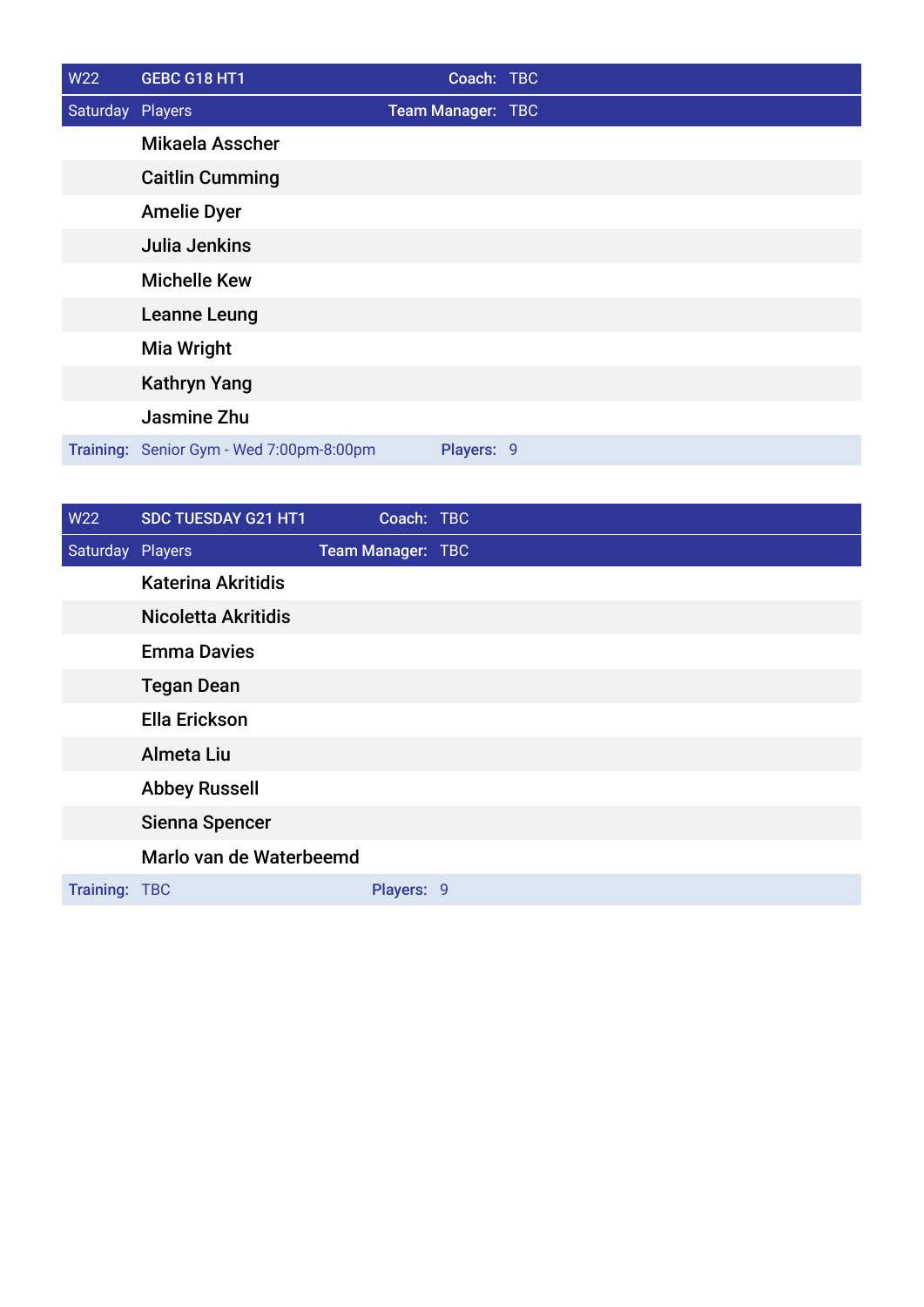| W22 | GEBC G18 HT1 | Coach: TBC |
| --- | --- | --- |
| Saturday | Players | Team Manager: TBC |
| | Mikaela Asscher | |
| | Caitlin Cumming | |
| | Amelie Dyer | |
| | Julia Jenkins | |
| | Michelle Kew | |
| | Leanne Leung | |
| | Mia Wright | |
| | Kathryn Yang | |
| | Jasmine Zhu | |
| Training: | Senior Gym - Wed 7:00pm-8:00pm | Players: 9 |

| W22 | SDC TUESDAY G21 HT1 | Coach: TBC |
| --- | --- | --- |
| Saturday | Players | Team Manager: TBC |
| | Katerina Akritidis | |
| | Nicoletta Akritidis | |
| | Emma Davies | |
| | Tegan Dean | |
| | Ella Erickson | |
| | Almeta Liu | |
| | Abbey Russell | |
| | Sienna Spencer | |
| | Marlo van de Waterbeemd | |
| Training: | TBC | Players: 9 |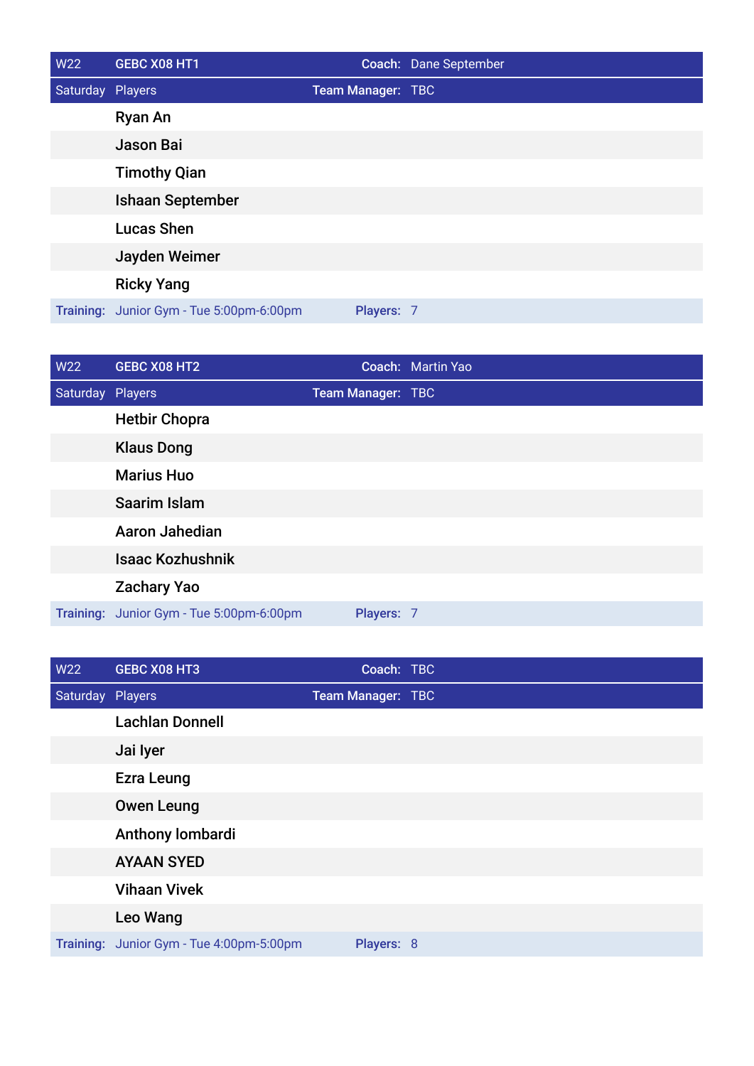| W22 | GEBC X08 HT1 | Coach: | Dane September |
|---|---|---|---|
| Saturday | Players | Team Manager: | TBC |
| | Ryan An | | |
| | Jason Bai | | |
| | Timothy Qian | | |
| | Ishaan September | | |
| | Lucas Shen | | |
| | Jayden Weimer | | |
| | Ricky Yang | | |
| Training: | Junior Gym - Tue 5:00pm-6:00pm | Players: | 7 |

| W22 | GEBC X08 HT2 | Coach: | Martin Yao |
|---|---|---|---|
| Saturday | Players | Team Manager: | TBC |
| | Hetbir Chopra | | |
| | Klaus Dong | | |
| | Marius Huo | | |
| | Saarim Islam | | |
| | Aaron Jahedian | | |
| | Isaac Kozhushnik | | |
| | Zachary Yao | | |
| Training: | Junior Gym - Tue 5:00pm-6:00pm | Players: | 7 |

| W22 | GEBC X08 HT3 | Coach: | TBC |
|---|---|---|---|
| Saturday | Players | Team Manager: | TBC |
| | Lachlan Donnell | | |
| | Jai Iyer | | |
| | Ezra Leung | | |
| | Owen Leung | | |
| | Anthony lombardi | | |
| | AYAAN SYED | | |
| | Vihaan Vivek | | |
| | Leo Wang | | |
| Training: | Junior Gym - Tue 4:00pm-5:00pm | Players: | 8 |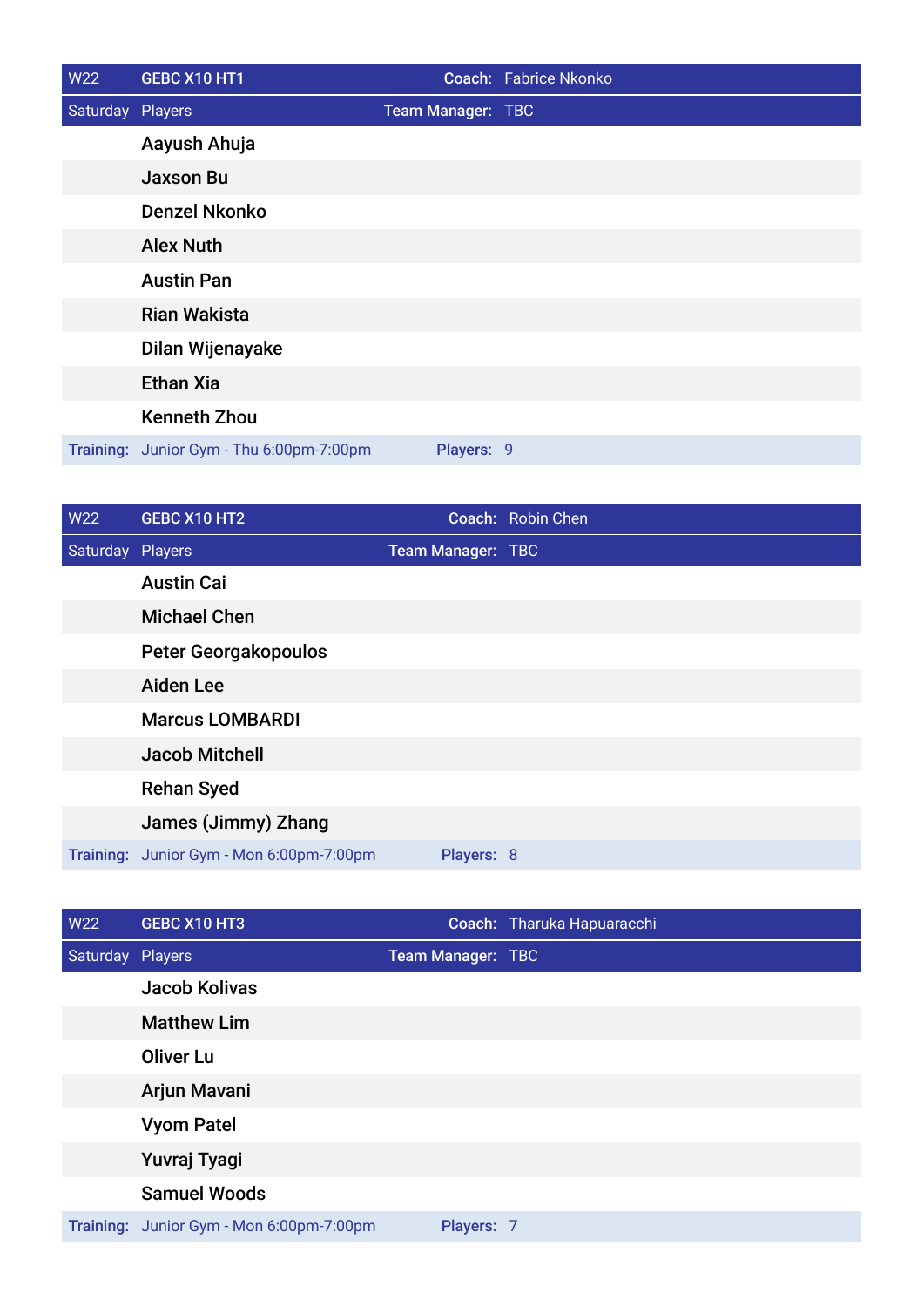| W22 | GEBC X10 HT1 | Coach: | Fabrice Nkonko |
|---|---|---|---|
| Saturday | Players | Team Manager: | TBC |
| | Aayush Ahuja | | |
| | Jaxson Bu | | |
| | Denzel Nkonko | | |
| | Alex Nuth | | |
| | Austin Pan | | |
| | Rian Wakista | | |
| | Dilan Wijenayake | | |
| | Ethan Xia | | |
| | Kenneth Zhou | | |
| Training: | Junior Gym - Thu 6:00pm-7:00pm | Players: | 9 |

| W22 | GEBC X10 HT2 | Coach: | Robin Chen |
|---|---|---|---|
| Saturday | Players | Team Manager: | TBC |
| | Austin Cai | | |
| | Michael Chen | | |
| | Peter Georgakopoulos | | |
| | Aiden Lee | | |
| | Marcus LOMBARDI | | |
| | Jacob Mitchell | | |
| | Rehan Syed | | |
| | James (Jimmy) Zhang | | |
| Training: | Junior Gym - Mon 6:00pm-7:00pm | Players: | 8 |

| W22 | GEBC X10 HT3 | Coach: | Tharuka Hapuaracchi |
|---|---|---|---|
| Saturday | Players | Team Manager: | TBC |
| | Jacob Kolivas | | |
| | Matthew Lim | | |
| | Oliver Lu | | |
| | Arjun Mavani | | |
| | Vyom Patel | | |
| | Yuvraj Tyagi | | |
| | Samuel Woods | | |
| Training: | Junior Gym - Mon 6:00pm-7:00pm | Players: | 7 |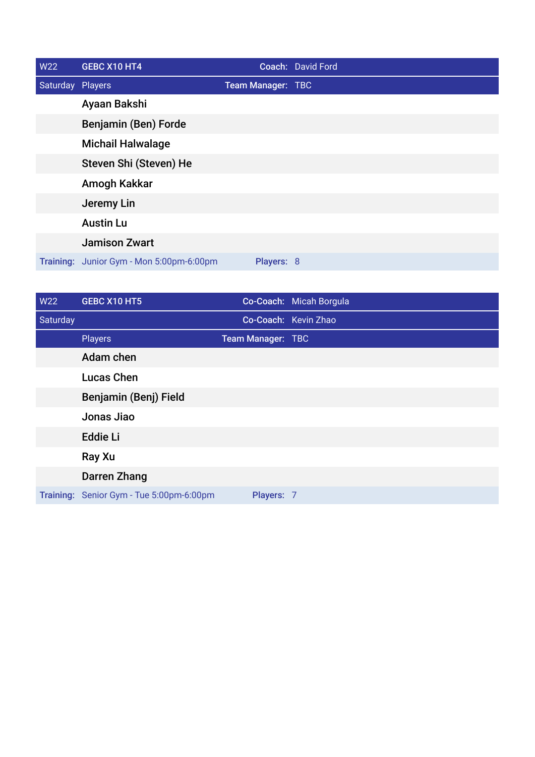| | | | |
|---|---|---|---|
| W22 | GEBC X10 HT4 | Coach: | David Ford |
| Saturday | Players | Team Manager: | TBC |
| | Ayaan Bakshi | | |
| | Benjamin (Ben) Forde | | |
| | Michail Halwalage | | |
| | Steven Shi (Steven) He | | |
| | Amogh Kakkar | | |
| | Jeremy Lin | | |
| | Austin Lu | | |
| | Jamison Zwart | | |
| Training: | Junior Gym - Mon 5:00pm-6:00pm | Players: | 8 |

| | | | |
|---|---|---|---|
| W22 | GEBC X10 HT5 | Co-Coach: | Micah Borgula |
| Saturday | | Co-Coach: | Kevin Zhao |
| | Players | Team Manager: | TBC |
| | Adam chen | | |
| | Lucas Chen | | |
| | Benjamin (Benj) Field | | |
| | Jonas Jiao | | |
| | Eddie Li | | |
| | Ray Xu | | |
| | Darren Zhang | | |
| Training: | Senior Gym - Tue 5:00pm-6:00pm | Players: | 7 |